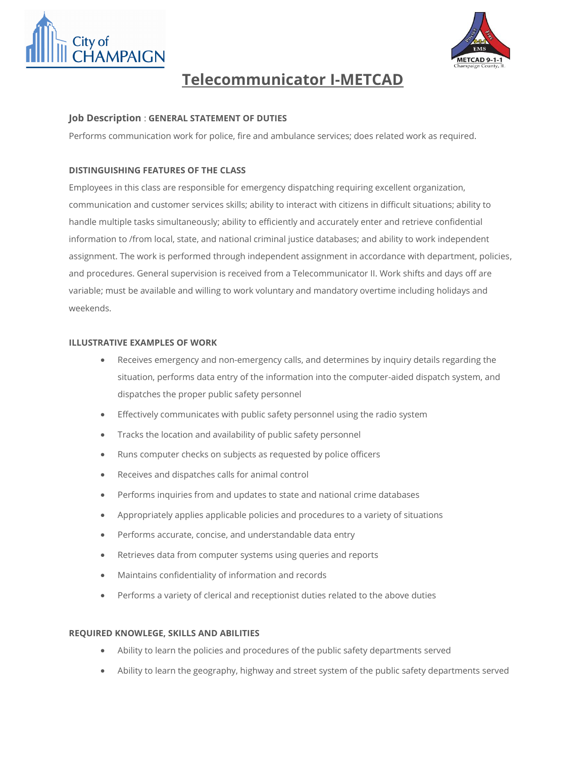# Telecommunicator I-METCAD

**Job Description** : **GENERAL STATEMENT OF DUTIES**

Performs communication work for police, fire and ambulance services; does related work as required.

**DISTINGUISHING FEATURES OF THE CLASS**

Employees in this class are responsible for emergency dispatching requiring excellent organization, communication and customer services skills; ability to interact with citizens in difficult situations; ability to handle multiple tasks simultaneously; ability to efficiently and accurately enter and retrieve confidential information to /from local, state, and national criminal justice databases; and ability to work independent assignment. The work is performed through independent assignment in accordance with department, policies, and procedures. General supervision is received from a Telecommunicator II. Work shifts and days off are variable; must be available and willing to work voluntary and mandatory overtime including holidays and weekends.

**ILLUSTRATIVE EXAMPLES OF WORK**

- Receives emergency and non-emergency calls, and determines by inquiry details regarding the situation, performs data entry of the information into the computer-aided dispatch system, and dispatches the proper public safety personnel
- Effectively communicates with public safety personnel using the radio system
- Tracks the location and availability of public safety personnel
- Runs computer checks on subjects as requested by police officers
- Receives and dispatches calls for animal control
- Performs inquiries from and updates to state and national crime databases
- Appropriately applies applicable policies and procedures to a variety of situations
- Performs accurate, concise, and understandable data entry
- Retrieves data from computer systems using queries and reports
- Maintains confidentiality of information and records
- Performs a variety of clerical and receptionist duties related to the above duties

**REQUIRED KNOWLEGE, SKILLS AND ABILITIES**

- Ability to learn the policies and procedures of the public safety departments served
- Ability to learn the geography, highway and street system of the public safety departments served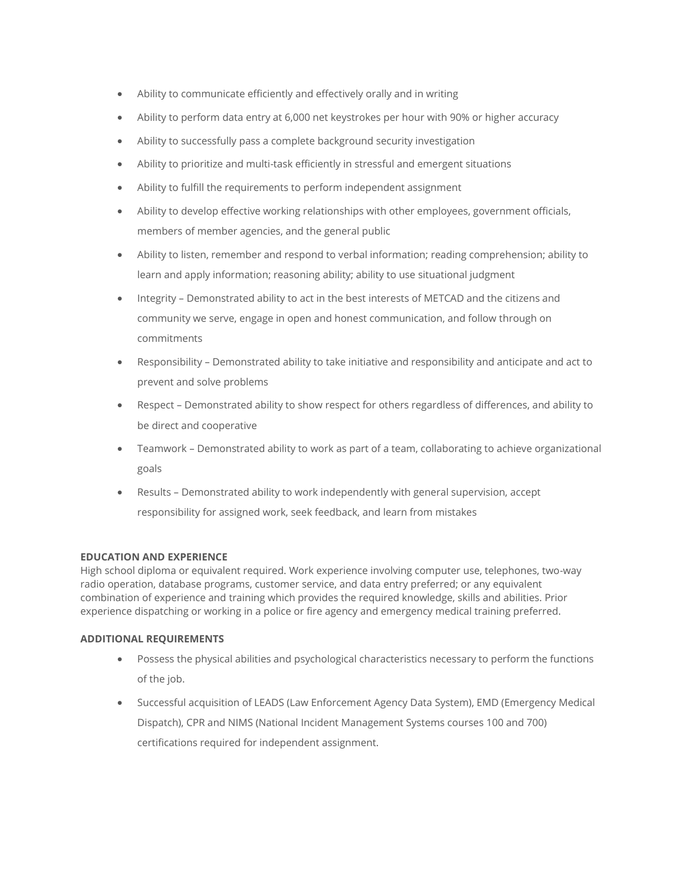- Ability to communicate efficiently and effectively orally and in writing
- Ability to perform data entry at 6,000 net keystrokes per hour with 90% or higher accuracy
- Ability to successfully pass a complete background security investigation
- Ability to prioritize and multi-task efficiently in stressful and emergent situations
- Ability to fulfill the requirements to perform independent assignment
- Ability to develop effective working relationships with other employees, government officials, members of member agencies, and the general public
- Ability to listen, remember and respond to verbal information; reading comprehension; ability to learn and apply information; reasoning ability; ability to use situational judgment
- Integrity – Demonstrated ability to act in the best interests of METCAD and the citizens and community we serve, engage in open and honest communication, and follow through on commitments
- Responsibility – Demonstrated ability to take initiative and responsibility and anticipate and act to prevent and solve problems
- Respect – Demonstrated ability to show respect for others regardless of differences, and ability to be direct and cooperative
- Teamwork – Demonstrated ability to work as part of a team, collaborating to achieve organizational goals
- Results – Demonstrated ability to work independently with general supervision, accept responsibility for assigned work, seek feedback, and learn from mistakes

**EDUCATION AND EXPERIENCE**

High school diploma or equivalent required. Work experience involving computer use, telephones, two-way radio operation, database programs, customer service, and data entry preferred; or any equivalent combination of experience and training which provides the required knowledge, skills and abilities. Prior experience dispatching or working in a police or fire agency and emergency medical training preferred.

**ADDITIONAL REQUIREMENTS**

- Possess the physical abilities and psychological characteristics necessary to perform the functions of the job.
- Successful acquisition of LEADS (Law Enforcement Agency Data System), EMD (Emergency Medical Dispatch), CPR and NIMS (National Incident Management Systems courses 100 and 700) certifications required for independent assignment.